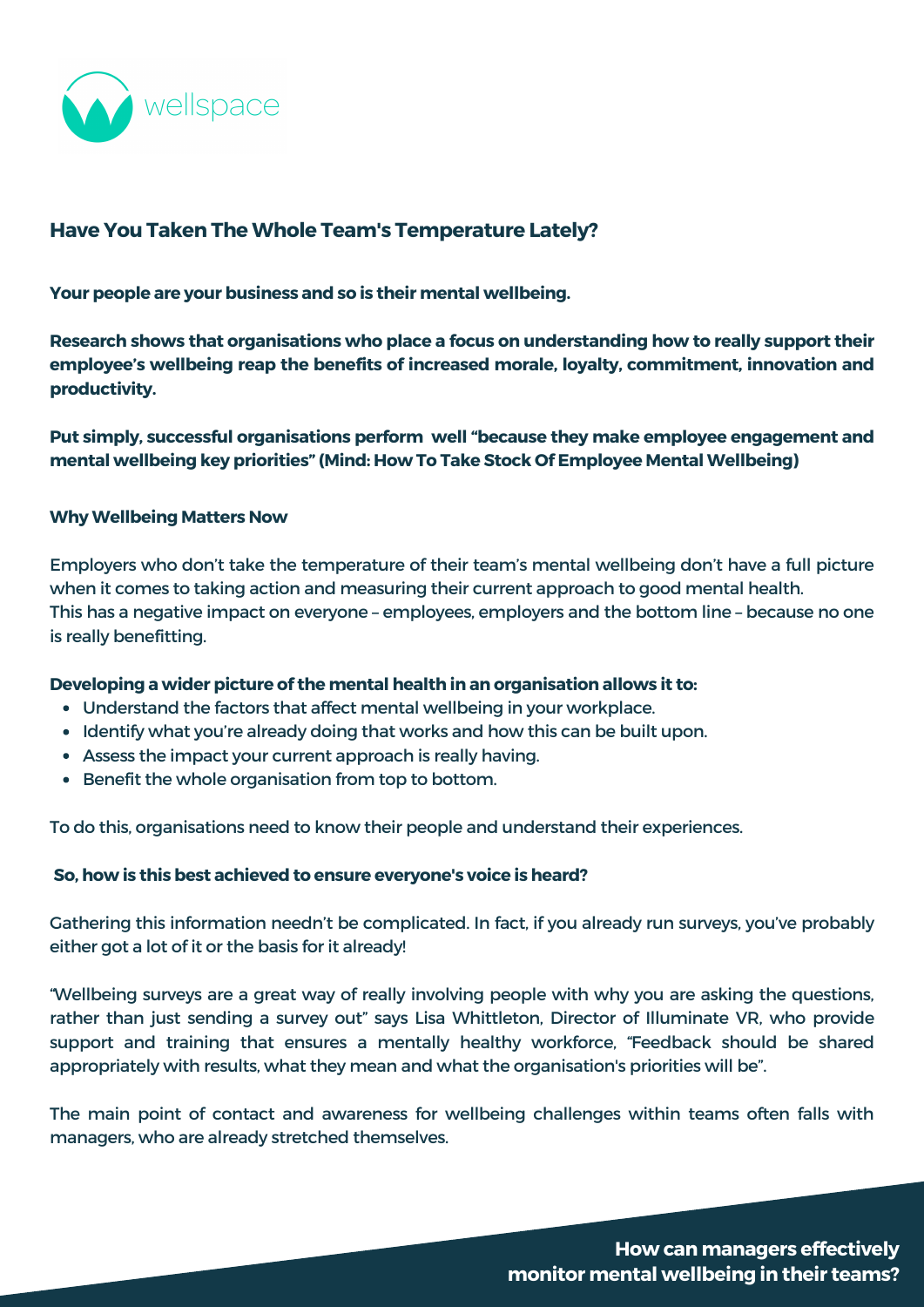wellspace

## Have You Taken The Whole Team's Temperature Lately?

**Your people are your business and so is their mental wellbeing.**

**Research shows that organisations who place a focus on understanding how to really support their employee's wellbeing reap the benefits of increased morale, loyalty, commitment, innovation and productivity.**

**Put simply, successful organisations perform well "because they make employee engagement and mental wellbeing key priorities" (Mind: How To Take Stock Of Employee Mental Wellbeing)**

### Why Wellbeing Matters Now

Employers who don't take the temperature of their team's mental wellbeing don't have a full picture when it comes to taking action and measuring their current approach to good mental health.
This has a negative impact on everyone – employees, employers and the bottom line – because no one is really benefitting.

**Developing a wider picture of the mental health in an organisation allows it to:**

- Understand the factors that affect mental wellbeing in your workplace.
- Identify what you're already doing that works and how this can be built upon.
- Assess the impact your current approach is really having.
- Benefit the whole organisation from top to bottom.

To do this, organisations need to know their people and understand their experiences.

**So, how is this best achieved to ensure everyone's voice is heard?**

Gathering this information needn't be complicated. In fact, if you already run surveys, you've probably either got a lot of it or the basis for it already!

"Wellbeing surveys are a great way of really involving people with why you are asking the questions, rather than just sending a survey out" says Lisa Whittleton, Director of Illuminate VR, who provide support and training that ensures a mentally healthy workforce, "Feedback should be shared appropriately with results, what they mean and what the organisation's priorities will be".

The main point of contact and awareness for wellbeing challenges within teams often falls with managers, who are already stretched themselves.

**How can managers effectively monitor mental wellbeing in their teams?**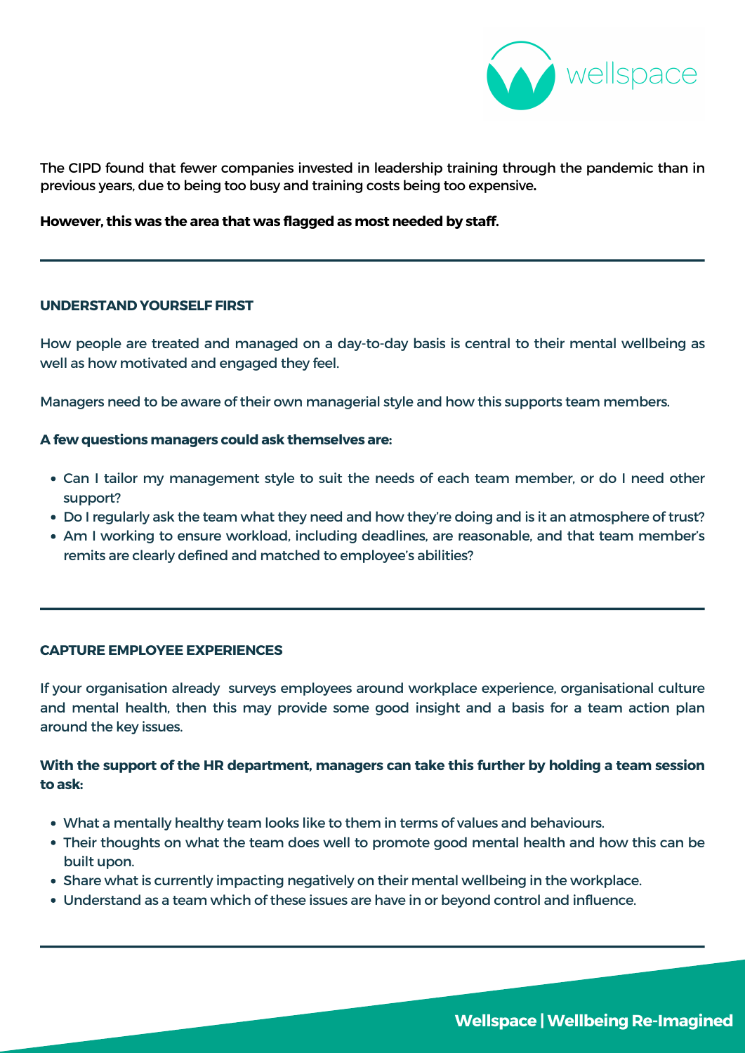The CIPD found that fewer companies invested in leadership training through the pandemic than in previous years, due to being too busy and training costs being too expensive.

**However, this was the area that was flagged as most needed by staff.**

---

### UNDERSTAND YOURSELF FIRST

How people are treated and managed on a day-to-day basis is central to their mental wellbeing as well as how motivated and engaged they feel.

Managers need to be aware of their own managerial style and how this supports team members.

**A few questions managers could ask themselves are:**

- Can I tailor my management style to suit the needs of each team member, or do I need other support?
- Do I regularly ask the team what they need and how they're doing and is it an atmosphere of trust?
- Am I working to ensure workload, including deadlines, are reasonable, and that team member's remits are clearly defined and matched to employee's abilities?

---

### CAPTURE EMPLOYEE EXPERIENCES

If your organisation already surveys employees around workplace experience, organisational culture and mental health, then this may provide some good insight and a basis for a team action plan around the key issues.

**With the support of the HR department, managers can take this further by holding a team session to ask:**

- What a mentally healthy team looks like to them in terms of values and behaviours.
- Their thoughts on what the team does well to promote good mental health and how this can be built upon.
- Share what is currently impacting negatively on their mental wellbeing in the workplace.
- Understand as a team which of these issues are have in or beyond control and influence.

---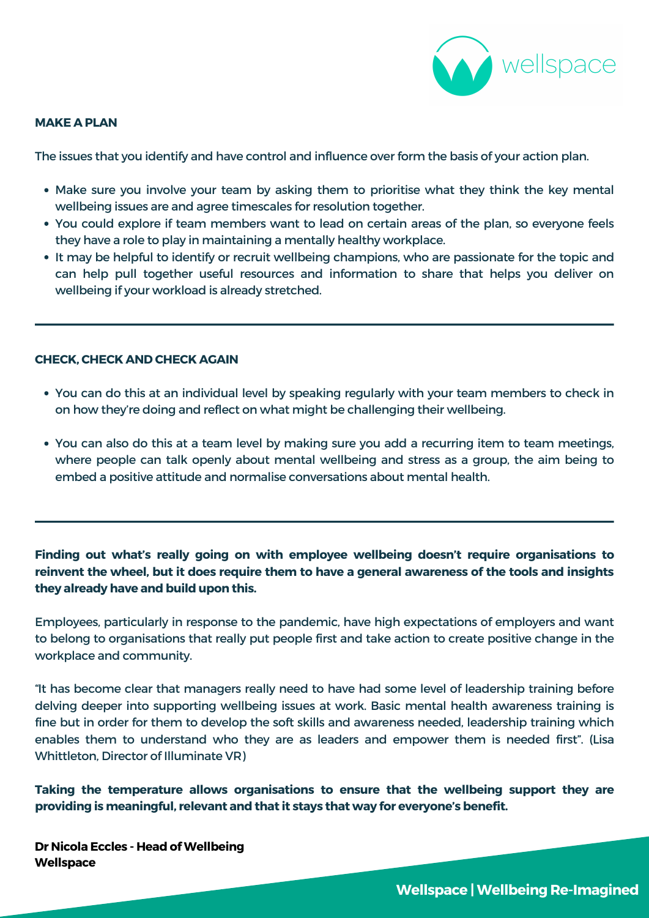**MAKE A PLAN**

The issues that you identify and have control and influence over form the basis of your action plan.

- Make sure you involve your team by asking them to prioritise what they think the key mental wellbeing issues are and agree timescales for resolution together.
- You could explore if team members want to lead on certain areas of the plan, so everyone feels they have a role to play in maintaining a mentally healthy workplace.
- It may be helpful to identify or recruit wellbeing champions, who are passionate for the topic and can help pull together useful resources and information to share that helps you deliver on wellbeing if your workload is already stretched.

---

**CHECK, CHECK AND CHECK AGAIN**

- You can do this at an individual level by speaking regularly with your team members to check in on how they're doing and reflect on what might be challenging their wellbeing.
- You can also do this at a team level by making sure you add a recurring item to team meetings, where people can talk openly about mental wellbeing and stress as a group, the aim being to embed a positive attitude and normalise conversations about mental health.

---

**Finding out what's really going on with employee wellbeing doesn't require organisations to reinvent the wheel, but it does require them to have a general awareness of the tools and insights they already have and build upon this.**

Employees, particularly in response to the pandemic, have high expectations of employers and want to belong to organisations that really put people first and take action to create positive change in the workplace and community.

"It has become clear that managers really need to have had some level of leadership training before delving deeper into supporting wellbeing issues at work. Basic mental health awareness training is fine but in order for them to develop the soft skills and awareness needed, leadership training which enables them to understand who they are as leaders and empower them is needed first". (Lisa Whittleton, Director of Illuminate VR)

**Taking the temperature allows organisations to ensure that the wellbeing support they are providing is meaningful, relevant and that it stays that way for everyone's benefit.**

**Dr Nicola Eccles - Head of Wellbeing**
**Wellspace**